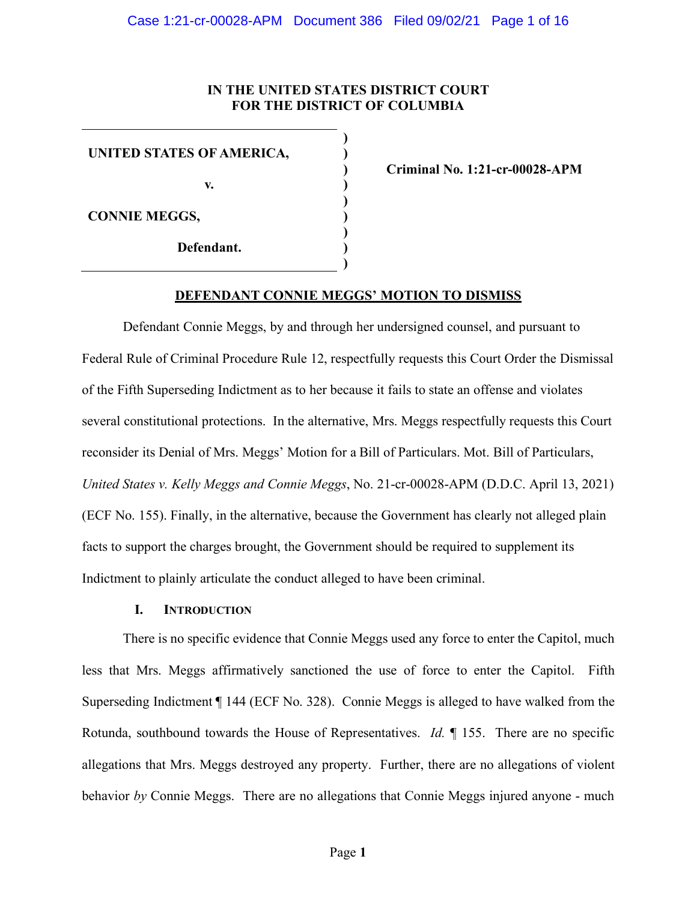**IN THE UNITED STATES DISTRICT COURT**
**FOR THE DISTRICT OF COLUMBIA**

| | |
|---|---|
| **UNITED STATES OF AMERICA,** <br> **v.** <br> **CONNIE MEGGS,** <br> **Defendant.** | **Criminal No. 1:21-cr-00028-APM** |

## DEFENDANT CONNIE MEGGS' MOTION TO DISMISS

Defendant Connie Meggs, by and through her undersigned counsel, and pursuant to Federal Rule of Criminal Procedure Rule 12, respectfully requests this Court Order the Dismissal of the Fifth Superseding Indictment as to her because it fails to state an offense and violates several constitutional protections. In the alternative, Mrs. Meggs respectfully requests this Court reconsider its Denial of Mrs. Meggs' Motion for a Bill of Particulars. Mot. Bill of Particulars, *United States v. Kelly Meggs and Connie Meggs*, No. 21-cr-00028-APM (D.D.C. April 13, 2021) (ECF No. 155). Finally, in the alternative, because the Government has clearly not alleged plain facts to support the charges brought, the Government should be required to supplement its Indictment to plainly articulate the conduct alleged to have been criminal.

### I. INTRODUCTION

There is no specific evidence that Connie Meggs used any force to enter the Capitol, much less that Mrs. Meggs affirmatively sanctioned the use of force to enter the Capitol. Fifth Superseding Indictment ¶ 144 (ECF No. 328). Connie Meggs is alleged to have walked from the Rotunda, southbound towards the House of Representatives. *Id.* ¶ 155. There are no specific allegations that Mrs. Meggs destroyed any property. Further, there are no allegations of violent behavior *by* Connie Meggs. There are no allegations that Connie Meggs injured anyone - much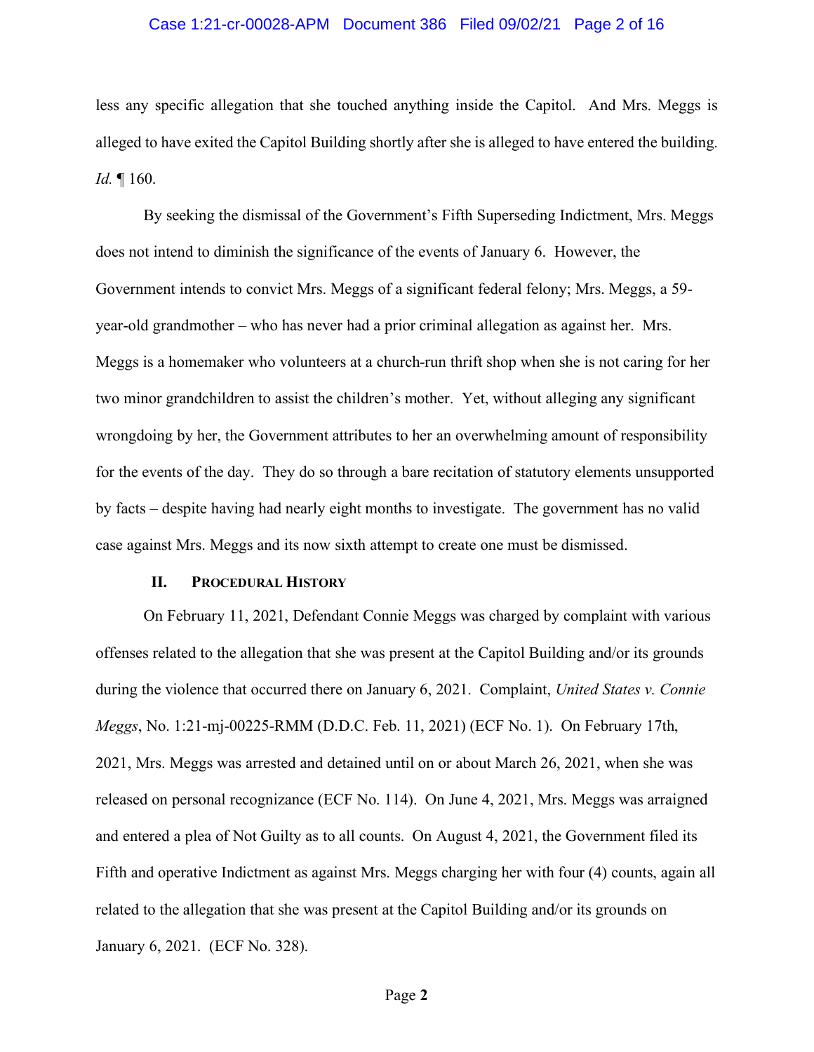less any specific allegation that she touched anything inside the Capitol. And Mrs. Meggs is alleged to have exited the Capitol Building shortly after she is alleged to have entered the building. *Id.* ¶ 160.

By seeking the dismissal of the Government's Fifth Superseding Indictment, Mrs. Meggs does not intend to diminish the significance of the events of January 6. However, the Government intends to convict Mrs. Meggs of a significant federal felony; Mrs. Meggs, a 59-year-old grandmother – who has never had a prior criminal allegation as against her. Mrs. Meggs is a homemaker who volunteers at a church-run thrift shop when she is not caring for her two minor grandchildren to assist the children's mother. Yet, without alleging any significant wrongdoing by her, the Government attributes to her an overwhelming amount of responsibility for the events of the day. They do so through a bare recitation of statutory elements unsupported by facts – despite having had nearly eight months to investigate. The government has no valid case against Mrs. Meggs and its now sixth attempt to create one must be dismissed.

## II. PROCEDURAL HISTORY

On February 11, 2021, Defendant Connie Meggs was charged by complaint with various offenses related to the allegation that she was present at the Capitol Building and/or its grounds during the violence that occurred there on January 6, 2021. Complaint, *United States v. Connie Meggs*, No. 1:21-mj-00225-RMM (D.D.C. Feb. 11, 2021) (ECF No. 1). On February 17th, 2021, Mrs. Meggs was arrested and detained until on or about March 26, 2021, when she was released on personal recognizance (ECF No. 114). On June 4, 2021, Mrs. Meggs was arraigned and entered a plea of Not Guilty as to all counts. On August 4, 2021, the Government filed its Fifth and operative Indictment as against Mrs. Meggs charging her with four (4) counts, again all related to the allegation that she was present at the Capitol Building and/or its grounds on January 6, 2021. (ECF No. 328).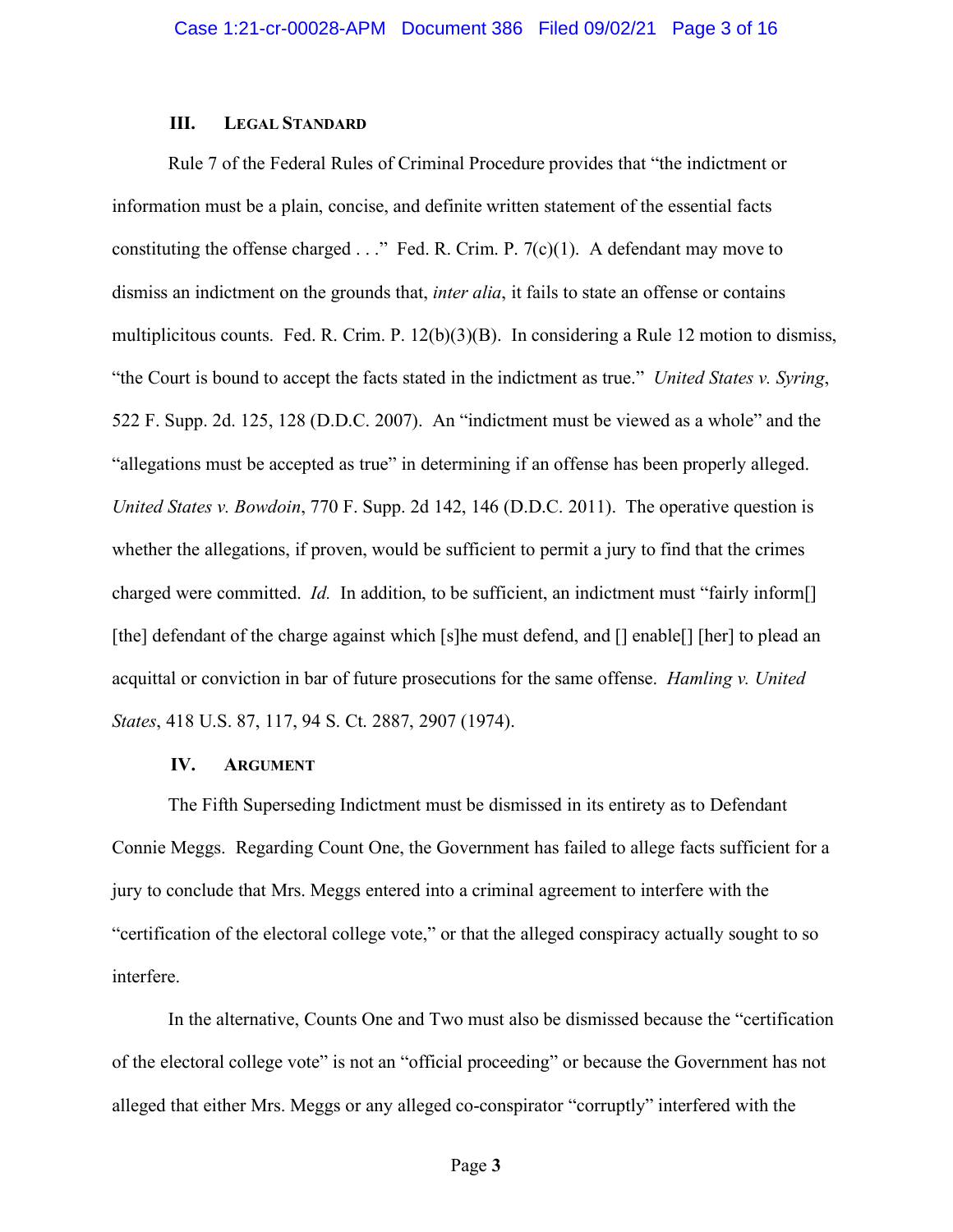## III. LEGAL STANDARD

Rule 7 of the Federal Rules of Criminal Procedure provides that "the indictment or information must be a plain, concise, and definite written statement of the essential facts constituting the offense charged . . ." Fed. R. Crim. P. 7(c)(1). A defendant may move to dismiss an indictment on the grounds that, *inter alia*, it fails to state an offense or contains multiplicitous counts. Fed. R. Crim. P. 12(b)(3)(B). In considering a Rule 12 motion to dismiss, "the Court is bound to accept the facts stated in the indictment as true." *United States v. Syring*, 522 F. Supp. 2d. 125, 128 (D.D.C. 2007). An "indictment must be viewed as a whole" and the "allegations must be accepted as true" in determining if an offense has been properly alleged. *United States v. Bowdoin*, 770 F. Supp. 2d 142, 146 (D.D.C. 2011). The operative question is whether the allegations, if proven, would be sufficient to permit a jury to find that the crimes charged were committed. *Id.* In addition, to be sufficient, an indictment must "fairly inform[] [the] defendant of the charge against which [s]he must defend, and [] enable[] [her] to plead an acquittal or conviction in bar of future prosecutions for the same offense. *Hamling v. United States*, 418 U.S. 87, 117, 94 S. Ct. 2887, 2907 (1974).

## IV. ARGUMENT

The Fifth Superseding Indictment must be dismissed in its entirety as to Defendant Connie Meggs. Regarding Count One, the Government has failed to allege facts sufficient for a jury to conclude that Mrs. Meggs entered into a criminal agreement to interfere with the "certification of the electoral college vote," or that the alleged conspiracy actually sought to so interfere.

In the alternative, Counts One and Two must also be dismissed because the "certification of the electoral college vote" is not an "official proceeding" or because the Government has not alleged that either Mrs. Meggs or any alleged co-conspirator "corruptly" interfered with the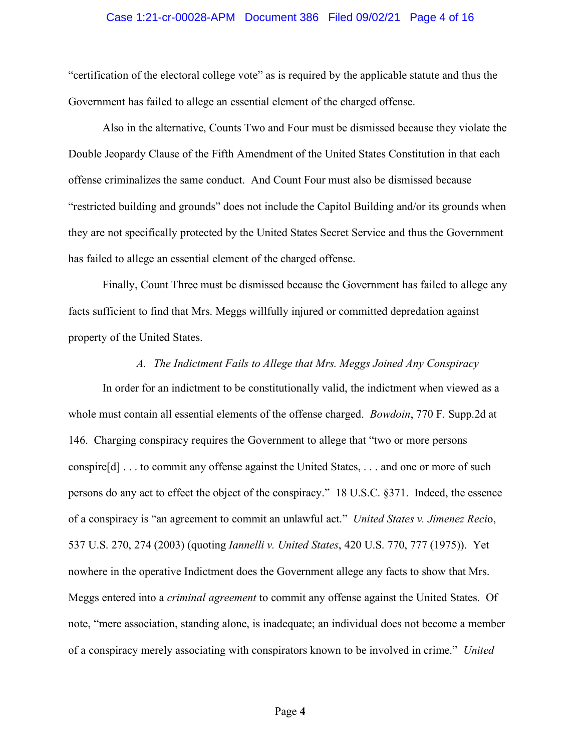"certification of the electoral college vote" as is required by the applicable statute and thus the Government has failed to allege an essential element of the charged offense.

Also in the alternative, Counts Two and Four must be dismissed because they violate the Double Jeopardy Clause of the Fifth Amendment of the United States Constitution in that each offense criminalizes the same conduct. And Count Four must also be dismissed because "restricted building and grounds" does not include the Capitol Building and/or its grounds when they are not specifically protected by the United States Secret Service and thus the Government has failed to allege an essential element of the charged offense.

Finally, Count Three must be dismissed because the Government has failed to allege any facts sufficient to find that Mrs. Meggs willfully injured or committed depredation against property of the United States.

### *A. The Indictment Fails to Allege that Mrs. Meggs Joined Any Conspiracy*

In order for an indictment to be constitutionally valid, the indictment when viewed as a whole must contain all essential elements of the offense charged. *Bowdoin*, 770 F. Supp.2d at 146. Charging conspiracy requires the Government to allege that "two or more persons conspire[d] . . . to commit any offense against the United States, . . . and one or more of such persons do any act to effect the object of the conspiracy." 18 U.S.C. §371. Indeed, the essence of a conspiracy is "an agreement to commit an unlawful act." *United States v. Jimenez Recio*, 537 U.S. 270, 274 (2003) (quoting *Iannelli v. United States*, 420 U.S. 770, 777 (1975)). Yet nowhere in the operative Indictment does the Government allege any facts to show that Mrs. Meggs entered into a *criminal agreement* to commit any offense against the United States. Of note, "mere association, standing alone, is inadequate; an individual does not become a member of a conspiracy merely associating with conspirators known to be involved in crime." *United*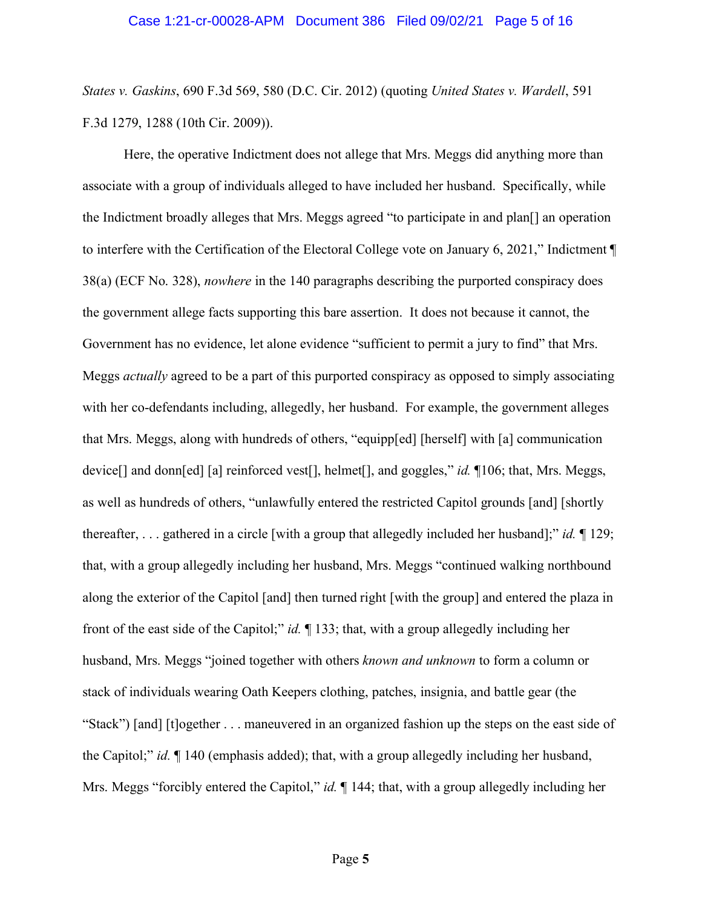*States v. Gaskins*, 690 F.3d 569, 580 (D.C. Cir. 2012) (quoting *United States v. Wardell*, 591 F.3d 1279, 1288 (10th Cir. 2009)).

Here, the operative Indictment does not allege that Mrs. Meggs did anything more than associate with a group of individuals alleged to have included her husband. Specifically, while the Indictment broadly alleges that Mrs. Meggs agreed "to participate in and plan[] an operation to interfere with the Certification of the Electoral College vote on January 6, 2021," Indictment ¶ 38(a) (ECF No. 328), *nowhere* in the 140 paragraphs describing the purported conspiracy does the government allege facts supporting this bare assertion. It does not because it cannot, the Government has no evidence, let alone evidence "sufficient to permit a jury to find" that Mrs. Meggs *actually* agreed to be a part of this purported conspiracy as opposed to simply associating with her co-defendants including, allegedly, her husband. For example, the government alleges that Mrs. Meggs, along with hundreds of others, "equipp[ed] [herself] with [a] communication device[] and donn[ed] [a] reinforced vest[], helmet[], and goggles," *id.* ¶106; that, Mrs. Meggs, as well as hundreds of others, "unlawfully entered the restricted Capitol grounds [and] [shortly thereafter, . . . gathered in a circle [with a group that allegedly included her husband];" *id.* ¶ 129; that, with a group allegedly including her husband, Mrs. Meggs "continued walking northbound along the exterior of the Capitol [and] then turned right [with the group] and entered the plaza in front of the east side of the Capitol;" *id.* ¶ 133; that, with a group allegedly including her husband, Mrs. Meggs "joined together with others *known and unknown* to form a column or stack of individuals wearing Oath Keepers clothing, patches, insignia, and battle gear (the "Stack") [and] [t]ogether . . . maneuvered in an organized fashion up the steps on the east side of the Capitol;" *id.* ¶ 140 (emphasis added); that, with a group allegedly including her husband, Mrs. Meggs "forcibly entered the Capitol," *id.* ¶ 144; that, with a group allegedly including her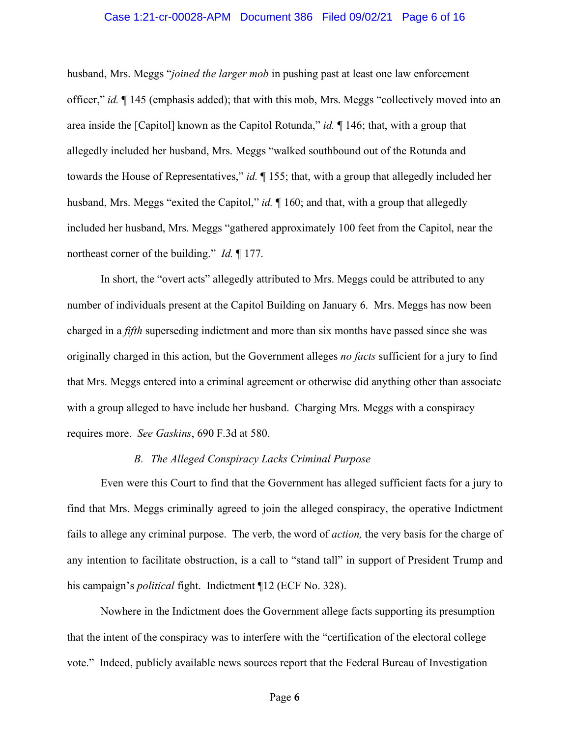husband, Mrs. Meggs "*joined the larger mob* in pushing past at least one law enforcement officer," *id.* ¶ 145 (emphasis added); that with this mob, Mrs. Meggs "collectively moved into an area inside the [Capitol] known as the Capitol Rotunda," *id.* ¶ 146; that, with a group that allegedly included her husband, Mrs. Meggs "walked southbound out of the Rotunda and towards the House of Representatives," *id.* ¶ 155; that, with a group that allegedly included her husband, Mrs. Meggs "exited the Capitol," *id.* ¶ 160; and that, with a group that allegedly included her husband, Mrs. Meggs "gathered approximately 100 feet from the Capitol, near the northeast corner of the building." *Id.* ¶ 177.

In short, the "overt acts" allegedly attributed to Mrs. Meggs could be attributed to any number of individuals present at the Capitol Building on January 6. Mrs. Meggs has now been charged in a *fifth* superseding indictment and more than six months have passed since she was originally charged in this action, but the Government alleges *no facts* sufficient for a jury to find that Mrs. Meggs entered into a criminal agreement or otherwise did anything other than associate with a group alleged to have include her husband. Charging Mrs. Meggs with a conspiracy requires more. *See Gaskins*, 690 F.3d at 580.

### *B. The Alleged Conspiracy Lacks Criminal Purpose*

Even were this Court to find that the Government has alleged sufficient facts for a jury to find that Mrs. Meggs criminally agreed to join the alleged conspiracy, the operative Indictment fails to allege any criminal purpose. The verb, the word of *action,* the very basis for the charge of any intention to facilitate obstruction, is a call to "stand tall" in support of President Trump and his campaign's *political* fight. Indictment ¶12 (ECF No. 328).

Nowhere in the Indictment does the Government allege facts supporting its presumption that the intent of the conspiracy was to interfere with the "certification of the electoral college vote." Indeed, publicly available news sources report that the Federal Bureau of Investigation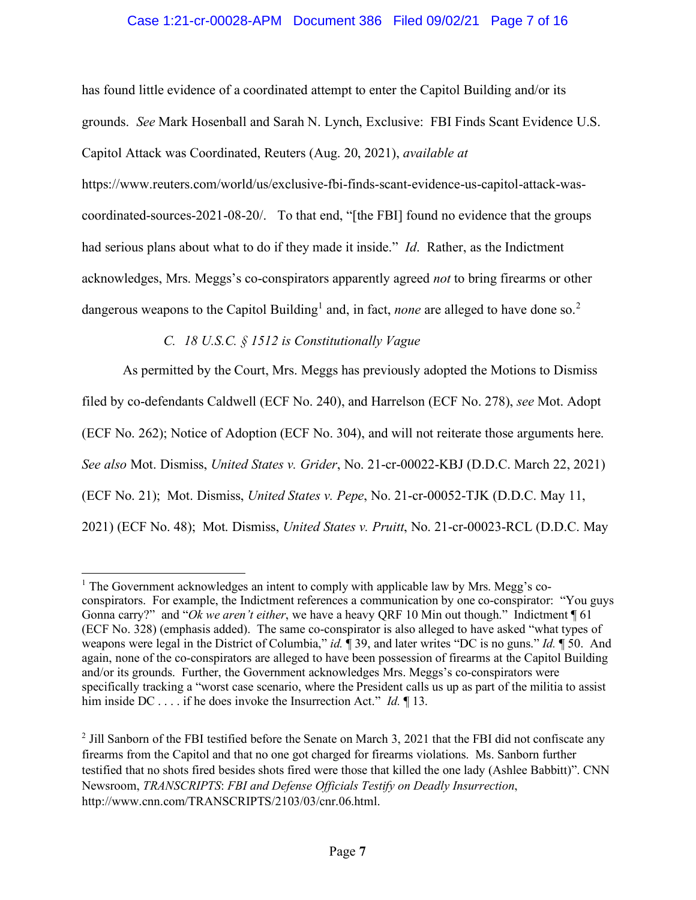has found little evidence of a coordinated attempt to enter the Capitol Building and/or its grounds. *See* Mark Hosenball and Sarah N. Lynch, Exclusive: FBI Finds Scant Evidence U.S. Capitol Attack was Coordinated, Reuters (Aug. 20, 2021), *available at* https://www.reuters.com/world/us/exclusive-fbi-finds-scant-evidence-us-capitol-attack-was-coordinated-sources-2021-08-20/. To that end, "[the FBI] found no evidence that the groups had serious plans about what to do if they made it inside." *Id*. Rather, as the Indictment acknowledges, Mrs. Meggs's co-conspirators apparently agreed *not* to bring firearms or other dangerous weapons to the Capitol Building[1] and, in fact, *none* are alleged to have done so.[2]

### *C. 18 U.S.C. § 1512 is Constitutionally Vague*

As permitted by the Court, Mrs. Meggs has previously adopted the Motions to Dismiss filed by co-defendants Caldwell (ECF No. 240), and Harrelson (ECF No. 278), *see* Mot. Adopt (ECF No. 262); Notice of Adoption (ECF No. 304), and will not reiterate those arguments here. *See also* Mot. Dismiss, *United States v. Grider*, No. 21-cr-00022-KBJ (D.D.C. March 22, 2021) (ECF No. 21); Mot. Dismiss, *United States v. Pepe*, No. 21-cr-00052-TJK (D.D.C. May 11, 2021) (ECF No. 48); Mot. Dismiss, *United States v. Pruitt*, No. 21-cr-00023-RCL (D.D.C. May

---

[1] The Government acknowledges an intent to comply with applicable law by Mrs. Megg's co-conspirators. For example, the Indictment references a communication by one co-conspirator: "You guys Gonna carry?" and "*Ok we aren't either*, we have a heavy QRF 10 Min out though." Indictment ¶ 61 (ECF No. 328) (emphasis added). The same co-conspirator is also alleged to have asked "what types of weapons were legal in the District of Columbia," *id.* ¶ 39, and later writes "DC is no guns." *Id.* ¶ 50. And again, none of the co-conspirators are alleged to have been possession of firearms at the Capitol Building and/or its grounds. Further, the Government acknowledges Mrs. Meggs's co-conspirators were specifically tracking a "worst case scenario, where the President calls us up as part of the militia to assist him inside DC . . . . if he does invoke the Insurrection Act." *Id.* ¶ 13.

[2] Jill Sanborn of the FBI testified before the Senate on March 3, 2021 that the FBI did not confiscate any firearms from the Capitol and that no one got charged for firearms violations. Ms. Sanborn further testified that no shots fired besides shots fired were those that killed the one lady (Ashlee Babbitt)". CNN Newsroom, *TRANSCRIPTS*: *FBI and Defense Officials Testify on Deadly Insurrection*, http://www.cnn.com/TRANSCRIPTS/2103/03/cnr.06.html.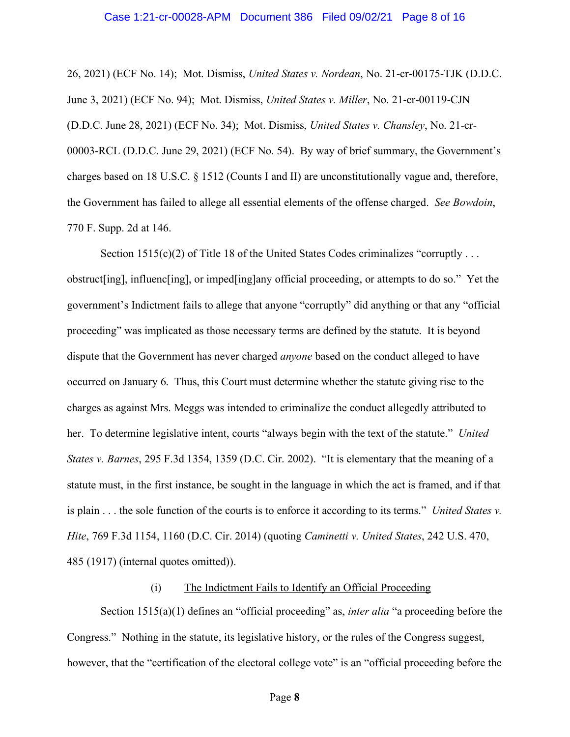26, 2021) (ECF No. 14); Mot. Dismiss, *United States v. Nordean*, No. 21-cr-00175-TJK (D.D.C. June 3, 2021) (ECF No. 94); Mot. Dismiss, *United States v. Miller*, No. 21-cr-00119-CJN (D.D.C. June 28, 2021) (ECF No. 34); Mot. Dismiss, *United States v. Chansley*, No. 21-cr-00003-RCL (D.D.C. June 29, 2021) (ECF No. 54). By way of brief summary, the Government's charges based on 18 U.S.C. § 1512 (Counts I and II) are unconstitutionally vague and, therefore, the Government has failed to allege all essential elements of the offense charged. *See Bowdoin*, 770 F. Supp. 2d at 146.

Section 1515(c)(2) of Title 18 of the United States Codes criminalizes "corruptly . . . obstruct[ing], influenc[ing], or imped[ing]any official proceeding, or attempts to do so." Yet the government's Indictment fails to allege that anyone "corruptly" did anything or that any "official proceeding" was implicated as those necessary terms are defined by the statute. It is beyond dispute that the Government has never charged *anyone* based on the conduct alleged to have occurred on January 6. Thus, this Court must determine whether the statute giving rise to the charges as against Mrs. Meggs was intended to criminalize the conduct allegedly attributed to her. To determine legislative intent, courts "always begin with the text of the statute." *United States v. Barnes*, 295 F.3d 1354, 1359 (D.C. Cir. 2002). "It is elementary that the meaning of a statute must, in the first instance, be sought in the language in which the act is framed, and if that is plain . . . the sole function of the courts is to enforce it according to its terms." *United States v. Hite*, 769 F.3d 1154, 1160 (D.C. Cir. 2014) (quoting *Caminetti v. United States*, 242 U.S. 470, 485 (1917) (internal quotes omitted)).

(i) The Indictment Fails to Identify an Official Proceeding

Section 1515(a)(1) defines an "official proceeding" as, *inter alia* "a proceeding before the Congress." Nothing in the statute, its legislative history, or the rules of the Congress suggest, however, that the "certification of the electoral college vote" is an "official proceeding before the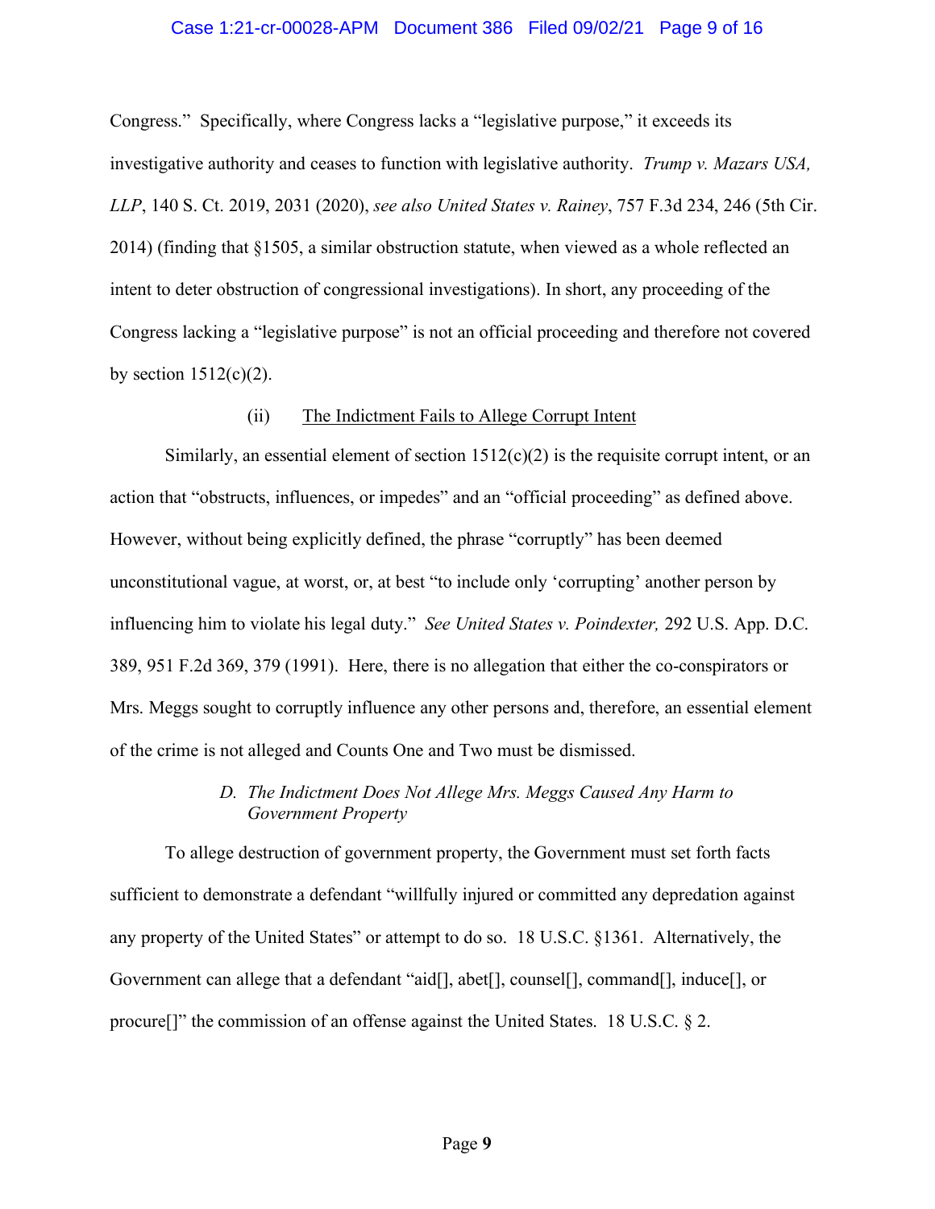Congress." Specifically, where Congress lacks a "legislative purpose," it exceeds its investigative authority and ceases to function with legislative authority. *Trump v. Mazars USA, LLP*, 140 S. Ct. 2019, 2031 (2020), *see also United States v. Rainey*, 757 F.3d 234, 246 (5th Cir. 2014) (finding that §1505, a similar obstruction statute, when viewed as a whole reflected an intent to deter obstruction of congressional investigations). In short, any proceeding of the Congress lacking a "legislative purpose" is not an official proceeding and therefore not covered by section 1512(c)(2).

(ii) <u>The Indictment Fails to Allege Corrupt Intent</u>

Similarly, an essential element of section 1512(c)(2) is the requisite corrupt intent, or an action that "obstructs, influences, or impedes" and an "official proceeding" as defined above. However, without being explicitly defined, the phrase "corruptly" has been deemed unconstitutional vague, at worst, or, at best "to include only 'corrupting' another person by influencing him to violate his legal duty." *See United States v. Poindexter,* 292 U.S. App. D.C. 389, 951 F.2d 369, 379 (1991). Here, there is no allegation that either the co-conspirators or Mrs. Meggs sought to corruptly influence any other persons and, therefore, an essential element of the crime is not alleged and Counts One and Two must be dismissed.

*D. The Indictment Does Not Allege Mrs. Meggs Caused Any Harm to Government Property*

To allege destruction of government property, the Government must set forth facts sufficient to demonstrate a defendant "willfully injured or committed any depredation against any property of the United States" or attempt to do so. 18 U.S.C. §1361. Alternatively, the Government can allege that a defendant "aid[], abet[], counsel[], command[], induce[], or procure[]" the commission of an offense against the United States. 18 U.S.C. § 2.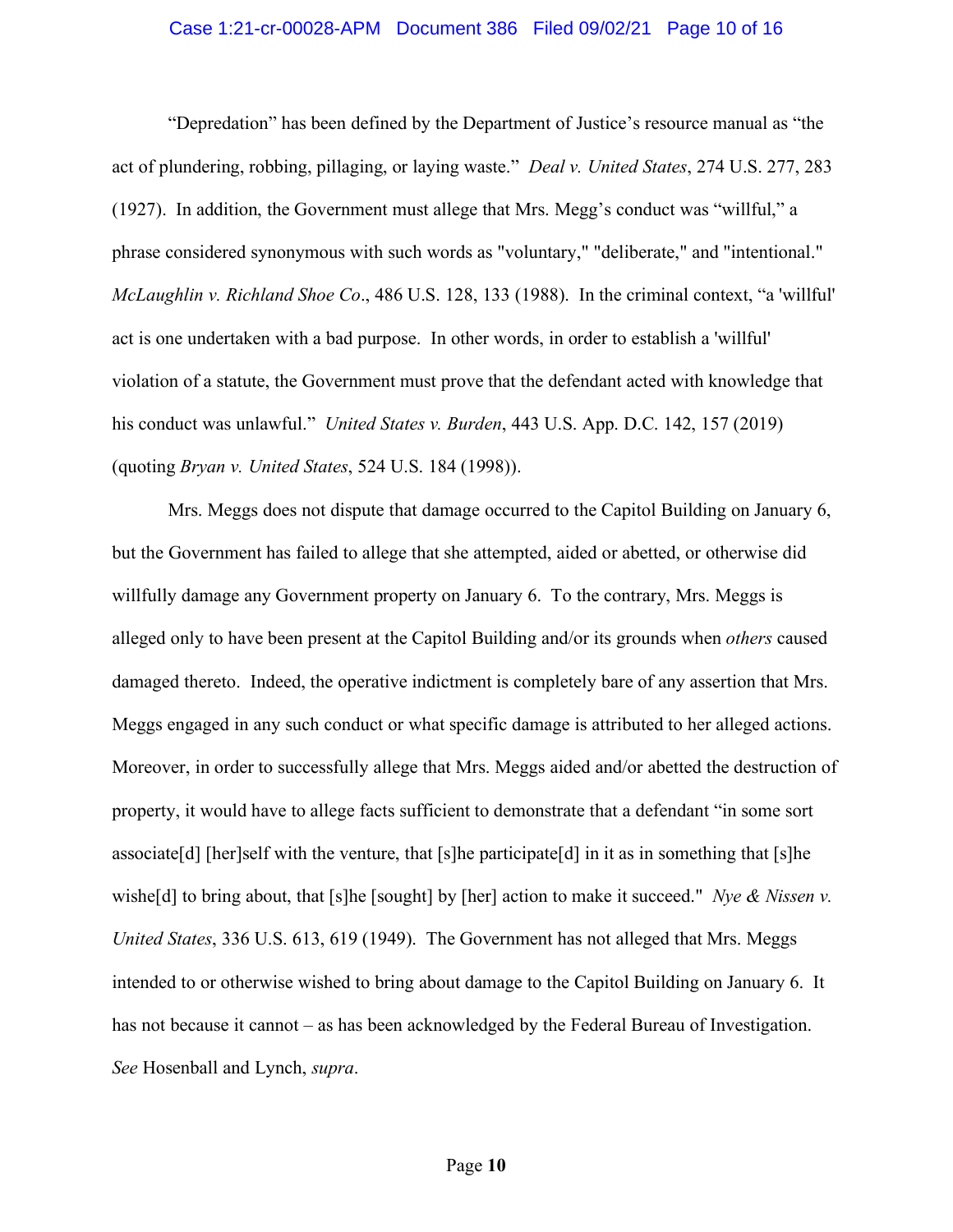"Depredation" has been defined by the Department of Justice's resource manual as "the act of plundering, robbing, pillaging, or laying waste." *Deal v. United States*, 274 U.S. 277, 283 (1927). In addition, the Government must allege that Mrs. Megg's conduct was "willful," a phrase considered synonymous with such words as "voluntary," "deliberate," and "intentional." *McLaughlin v. Richland Shoe Co*., 486 U.S. 128, 133 (1988). In the criminal context, "a 'willful' act is one undertaken with a bad purpose. In other words, in order to establish a 'willful' violation of a statute, the Government must prove that the defendant acted with knowledge that his conduct was unlawful." *United States v. Burden*, 443 U.S. App. D.C. 142, 157 (2019) (quoting *Bryan v. United States*, 524 U.S. 184 (1998)).

Mrs. Meggs does not dispute that damage occurred to the Capitol Building on January 6, but the Government has failed to allege that she attempted, aided or abetted, or otherwise did willfully damage any Government property on January 6. To the contrary, Mrs. Meggs is alleged only to have been present at the Capitol Building and/or its grounds when *others* caused damaged thereto. Indeed, the operative indictment is completely bare of any assertion that Mrs. Meggs engaged in any such conduct or what specific damage is attributed to her alleged actions. Moreover, in order to successfully allege that Mrs. Meggs aided and/or abetted the destruction of property, it would have to allege facts sufficient to demonstrate that a defendant "in some sort associate[d] [her]self with the venture, that [s]he participate[d] in it as in something that [s]he wishe[d] to bring about, that [s]he [sought] by [her] action to make it succeed." *Nye & Nissen v. United States*, 336 U.S. 613, 619 (1949). The Government has not alleged that Mrs. Meggs intended to or otherwise wished to bring about damage to the Capitol Building on January 6. It has not because it cannot – as has been acknowledged by the Federal Bureau of Investigation. *See* Hosenball and Lynch, *supra*.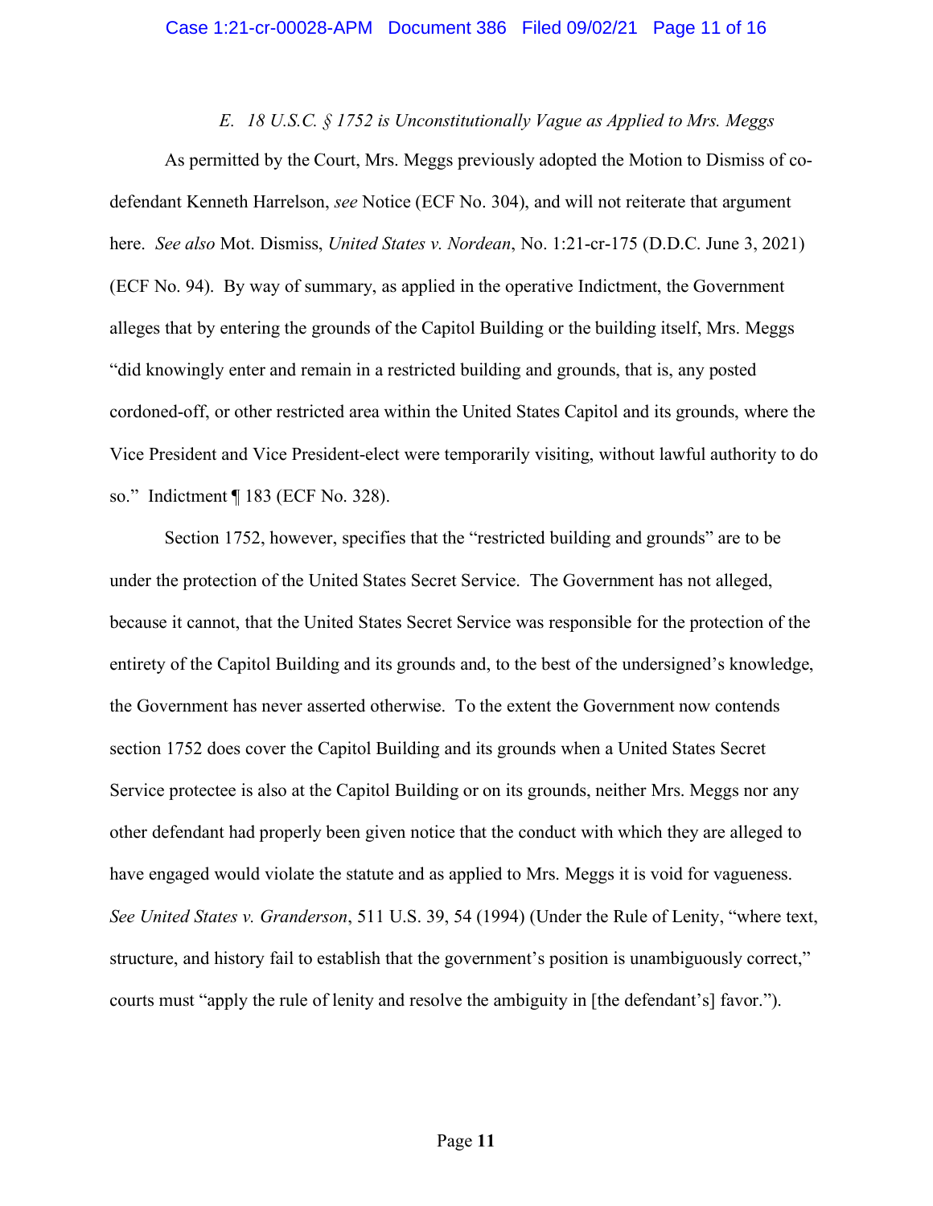### *E. 18 U.S.C. § 1752 is Unconstitutionally Vague as Applied to Mrs. Meggs*

As permitted by the Court, Mrs. Meggs previously adopted the Motion to Dismiss of co-defendant Kenneth Harrelson, *see* Notice (ECF No. 304), and will not reiterate that argument here. *See also* Mot. Dismiss, *United States v. Nordean*, No. 1:21-cr-175 (D.D.C. June 3, 2021) (ECF No. 94). By way of summary, as applied in the operative Indictment, the Government alleges that by entering the grounds of the Capitol Building or the building itself, Mrs. Meggs "did knowingly enter and remain in a restricted building and grounds, that is, any posted cordoned-off, or other restricted area within the United States Capitol and its grounds, where the Vice President and Vice President-elect were temporarily visiting, without lawful authority to do so." Indictment ¶ 183 (ECF No. 328).

Section 1752, however, specifies that the "restricted building and grounds" are to be under the protection of the United States Secret Service. The Government has not alleged, because it cannot, that the United States Secret Service was responsible for the protection of the entirety of the Capitol Building and its grounds and, to the best of the undersigned's knowledge, the Government has never asserted otherwise. To the extent the Government now contends section 1752 does cover the Capitol Building and its grounds when a United States Secret Service protectee is also at the Capitol Building or on its grounds, neither Mrs. Meggs nor any other defendant had properly been given notice that the conduct with which they are alleged to have engaged would violate the statute and as applied to Mrs. Meggs it is void for vagueness. *See United States v. Granderson*, 511 U.S. 39, 54 (1994) (Under the Rule of Lenity, "where text, structure, and history fail to establish that the government's position is unambiguously correct," courts must "apply the rule of lenity and resolve the ambiguity in [the defendant's] favor.").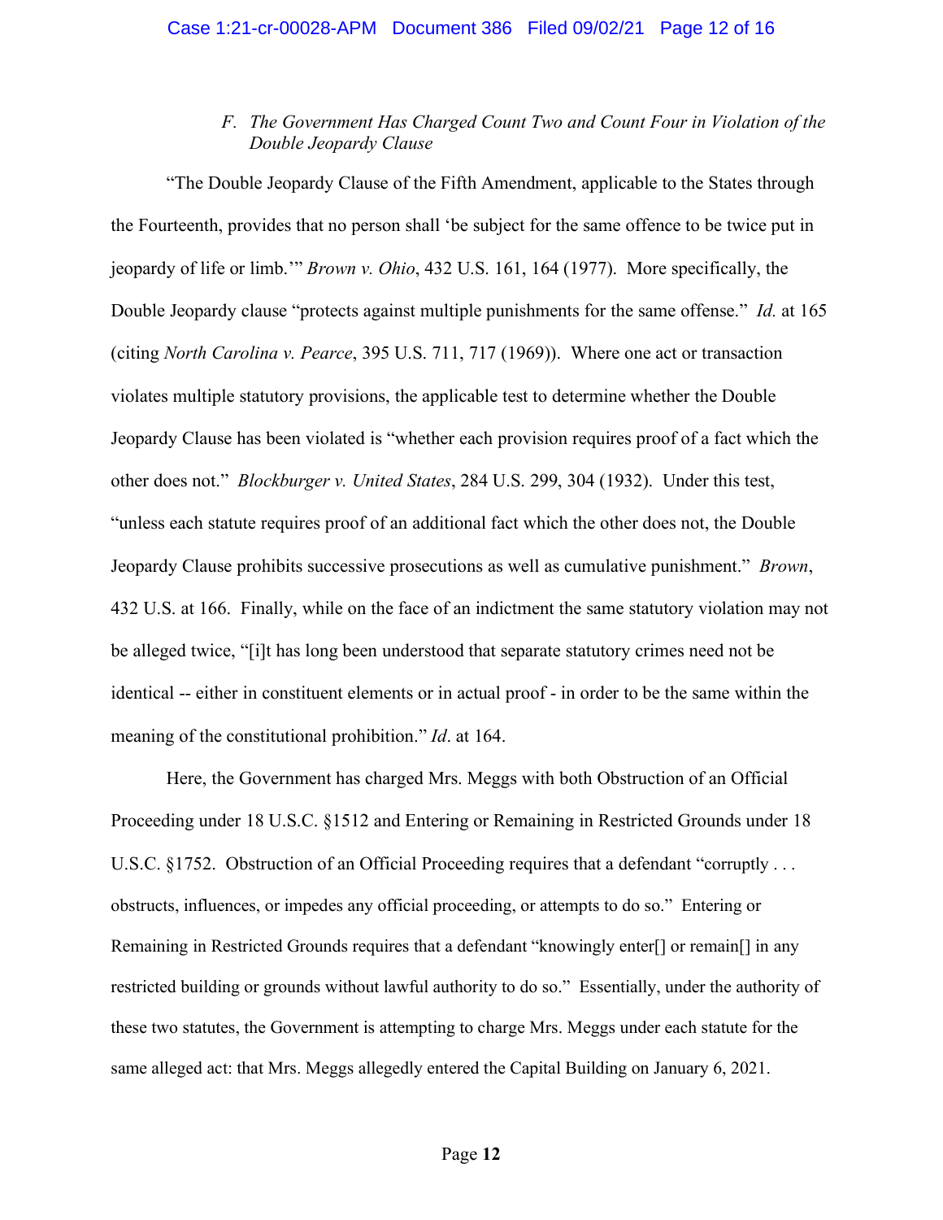*F. The Government Has Charged Count Two and Count Four in Violation of the Double Jeopardy Clause*

"The Double Jeopardy Clause of the Fifth Amendment, applicable to the States through the Fourteenth, provides that no person shall 'be subject for the same offence to be twice put in jeopardy of life or limb.'" *Brown v. Ohio*, 432 U.S. 161, 164 (1977). More specifically, the Double Jeopardy clause "protects against multiple punishments for the same offense." *Id.* at 165 (citing *North Carolina v. Pearce*, 395 U.S. 711, 717 (1969)). Where one act or transaction violates multiple statutory provisions, the applicable test to determine whether the Double Jeopardy Clause has been violated is "whether each provision requires proof of a fact which the other does not." *Blockburger v. United States*, 284 U.S. 299, 304 (1932). Under this test, "unless each statute requires proof of an additional fact which the other does not, the Double Jeopardy Clause prohibits successive prosecutions as well as cumulative punishment." *Brown*, 432 U.S. at 166. Finally, while on the face of an indictment the same statutory violation may not be alleged twice, "[i]t has long been understood that separate statutory crimes need not be identical -- either in constituent elements or in actual proof - in order to be the same within the meaning of the constitutional prohibition." *Id*. at 164.

Here, the Government has charged Mrs. Meggs with both Obstruction of an Official Proceeding under 18 U.S.C. §1512 and Entering or Remaining in Restricted Grounds under 18 U.S.C. §1752. Obstruction of an Official Proceeding requires that a defendant "corruptly . . . obstructs, influences, or impedes any official proceeding, or attempts to do so." Entering or Remaining in Restricted Grounds requires that a defendant "knowingly enter[] or remain[] in any restricted building or grounds without lawful authority to do so." Essentially, under the authority of these two statutes, the Government is attempting to charge Mrs. Meggs under each statute for the same alleged act: that Mrs. Meggs allegedly entered the Capital Building on January 6, 2021.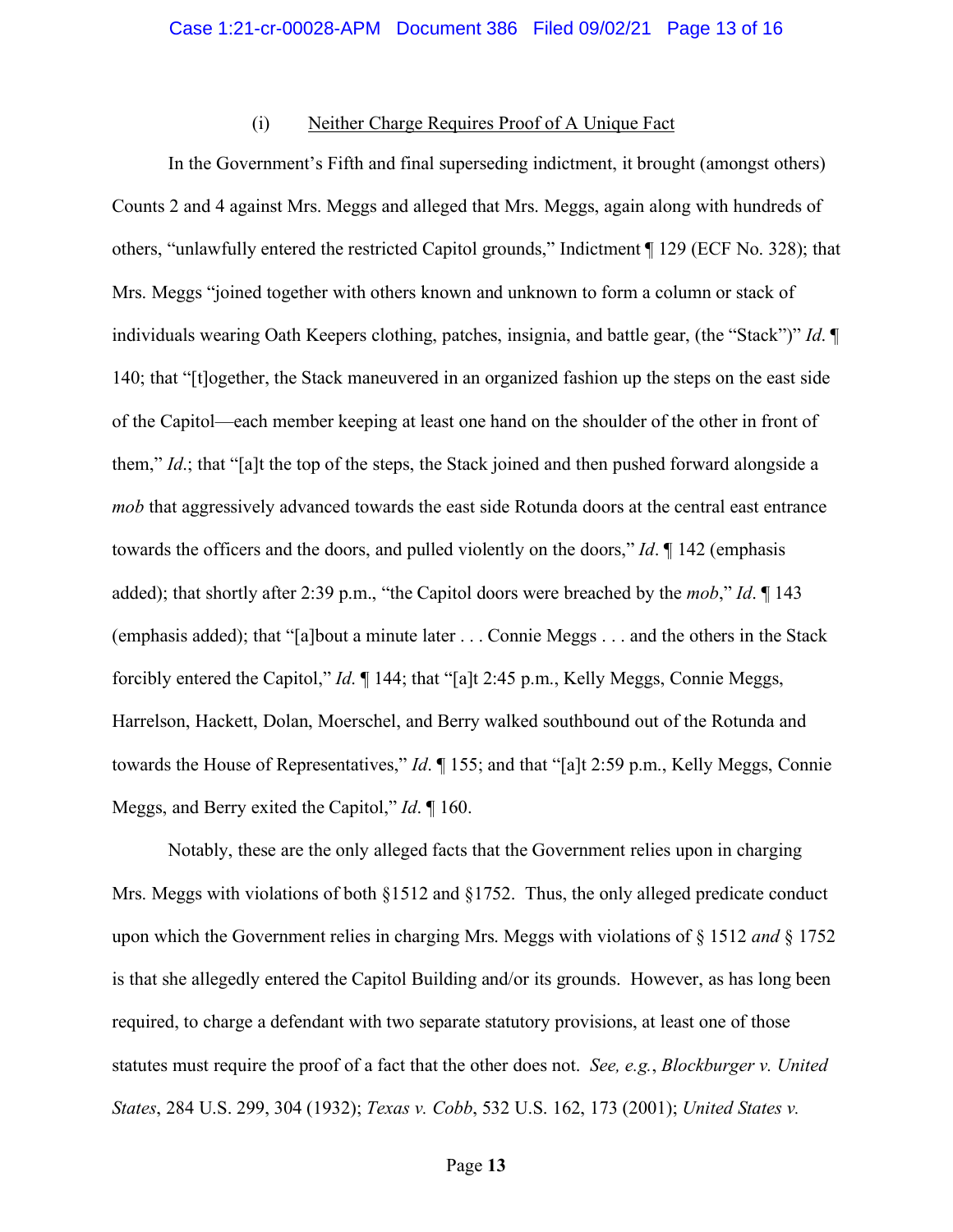(i) Neither Charge Requires Proof of A Unique Fact

In the Government's Fifth and final superseding indictment, it brought (amongst others) Counts 2 and 4 against Mrs. Meggs and alleged that Mrs. Meggs, again along with hundreds of others, "unlawfully entered the restricted Capitol grounds," Indictment ¶ 129 (ECF No. 328); that Mrs. Meggs "joined together with others known and unknown to form a column or stack of individuals wearing Oath Keepers clothing, patches, insignia, and battle gear, (the "Stack")" *Id*. ¶ 140; that "[t]ogether, the Stack maneuvered in an organized fashion up the steps on the east side of the Capitol—each member keeping at least one hand on the shoulder of the other in front of them," *Id*.; that "[a]t the top of the steps, the Stack joined and then pushed forward alongside a *mob* that aggressively advanced towards the east side Rotunda doors at the central east entrance towards the officers and the doors, and pulled violently on the doors," *Id*. ¶ 142 (emphasis added); that shortly after 2:39 p.m., "the Capitol doors were breached by the *mob*," *Id*. ¶ 143 (emphasis added); that "[a]bout a minute later . . . Connie Meggs . . . and the others in the Stack forcibly entered the Capitol," *Id*. ¶ 144; that "[a]t 2:45 p.m., Kelly Meggs, Connie Meggs, Harrelson, Hackett, Dolan, Moerschel, and Berry walked southbound out of the Rotunda and towards the House of Representatives," *Id*. ¶ 155; and that "[a]t 2:59 p.m., Kelly Meggs, Connie Meggs, and Berry exited the Capitol," *Id*. ¶ 160.

Notably, these are the only alleged facts that the Government relies upon in charging Mrs. Meggs with violations of both §1512 and §1752. Thus, the only alleged predicate conduct upon which the Government relies in charging Mrs. Meggs with violations of § 1512 *and* § 1752 is that she allegedly entered the Capitol Building and/or its grounds. However, as has long been required, to charge a defendant with two separate statutory provisions, at least one of those statutes must require the proof of a fact that the other does not. *See, e.g.*, *Blockburger v. United States*, 284 U.S. 299, 304 (1932); *Texas v. Cobb*, 532 U.S. 162, 173 (2001); *United States v.*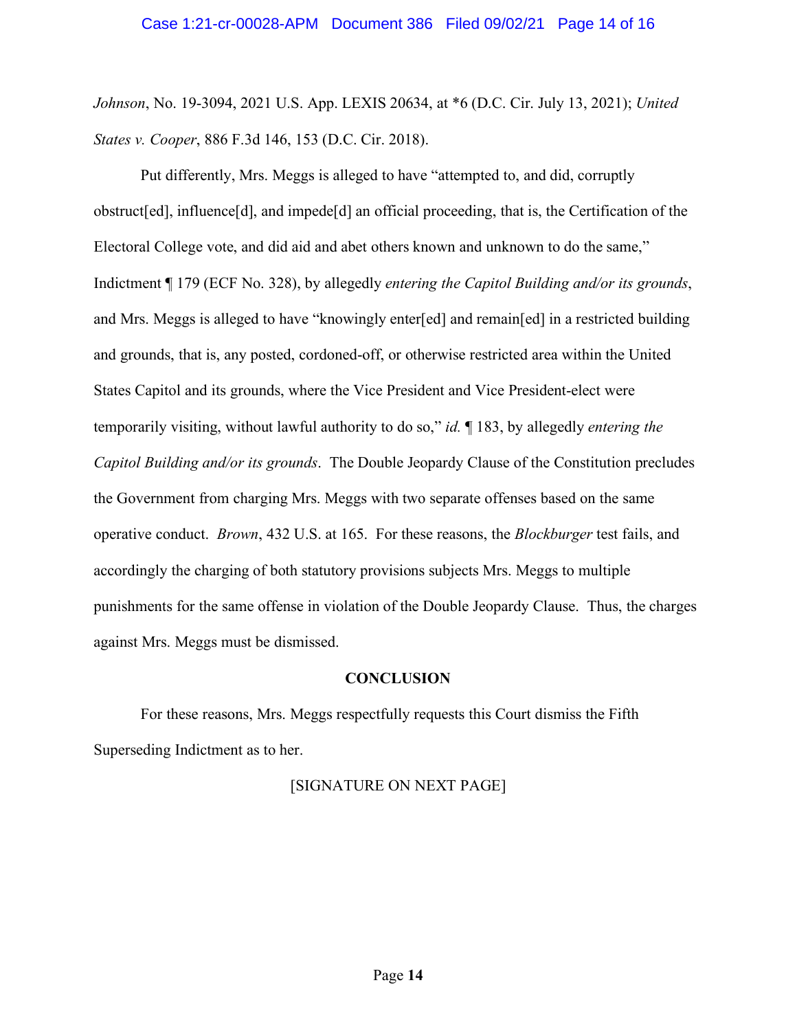*Johnson*, No. 19-3094, 2021 U.S. App. LEXIS 20634, at *6 (D.C. Cir. July 13, 2021); *United States v. Cooper*, 886 F.3d 146, 153 (D.C. Cir. 2018).

Put differently, Mrs. Meggs is alleged to have "attempted to, and did, corruptly obstruct[ed], influence[d], and impede[d] an official proceeding, that is, the Certification of the Electoral College vote, and did aid and abet others known and unknown to do the same," Indictment ¶ 179 (ECF No. 328), by allegedly *entering the Capitol Building and/or its grounds*, and Mrs. Meggs is alleged to have "knowingly enter[ed] and remain[ed] in a restricted building and grounds, that is, any posted, cordoned-off, or otherwise restricted area within the United States Capitol and its grounds, where the Vice President and Vice President-elect were temporarily visiting, without lawful authority to do so," *id.* ¶ 183, by allegedly *entering the Capitol Building and/or its grounds*. The Double Jeopardy Clause of the Constitution precludes the Government from charging Mrs. Meggs with two separate offenses based on the same operative conduct. *Brown*, 432 U.S. at 165. For these reasons, the *Blockburger* test fails, and accordingly the charging of both statutory provisions subjects Mrs. Meggs to multiple punishments for the same offense in violation of the Double Jeopardy Clause. Thus, the charges against Mrs. Meggs must be dismissed.

## CONCLUSION

For these reasons, Mrs. Meggs respectfully requests this Court dismiss the Fifth Superseding Indictment as to her.

[SIGNATURE ON NEXT PAGE]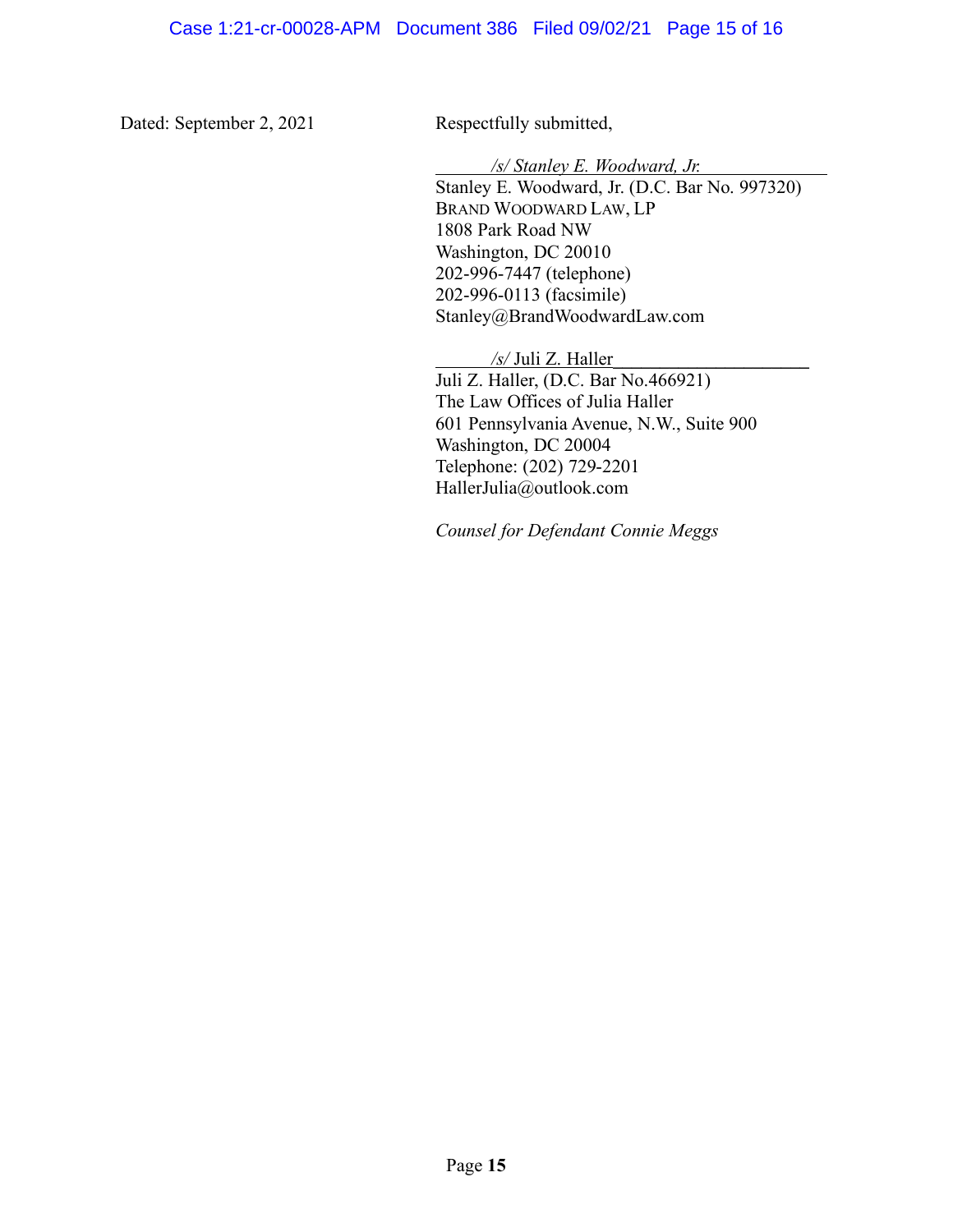Dated: September 2, 2021

Respectfully submitted,

*/s/ Stanley E. Woodward, Jr.*
Stanley E. Woodward, Jr. (D.C. Bar No. 997320)
BRAND WOODWARD LAW, LP
1808 Park Road NW
Washington, DC 20010
202-996-7447 (telephone)
202-996-0113 (facsimile)
Stanley@BrandWoodwardLaw.com

*/s/* Juli Z. Haller
Juli Z. Haller, (D.C. Bar No.466921)
The Law Offices of Julia Haller
601 Pennsylvania Avenue, N.W., Suite 900
Washington, DC 20004
Telephone: (202) 729-2201
HallerJulia@outlook.com

*Counsel for Defendant Connie Meggs*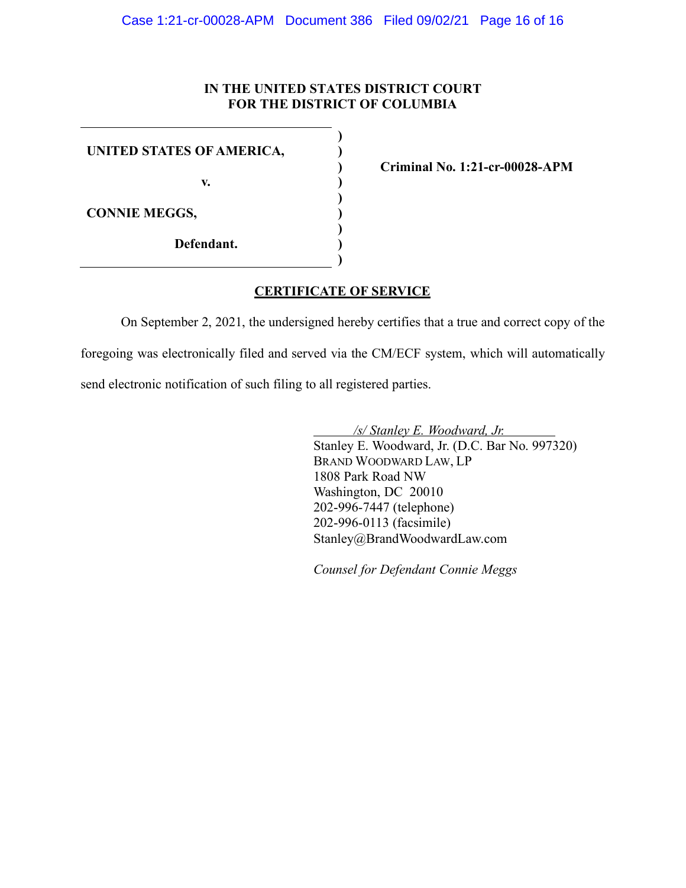**IN THE UNITED STATES DISTRICT COURT**
**FOR THE DISTRICT OF COLUMBIA**

| | | |
|---|---|---|
| **UNITED STATES OF AMERICA,** | ) | |
| | ) | **Criminal No. 1:21-cr-00028-APM** |
| **v.** | ) | |
| | ) | |
| **CONNIE MEGGS,** | ) | |
| | ) | |
| **Defendant.** | ) | |

**CERTIFICATE OF SERVICE**

On September 2, 2021, the undersigned hereby certifies that a true and correct copy of the foregoing was electronically filed and served via the CM/ECF system, which will automatically send electronic notification of such filing to all registered parties.

*/s/ Stanley E. Woodward, Jr.*
Stanley E. Woodward, Jr. (D.C. Bar No. 997320)
BRAND WOODWARD LAW, LP
1808 Park Road NW
Washington, DC 20010
202-996-7447 (telephone)
202-996-0113 (facsimile)
Stanley@BrandWoodwardLaw.com

*Counsel for Defendant Connie Meggs*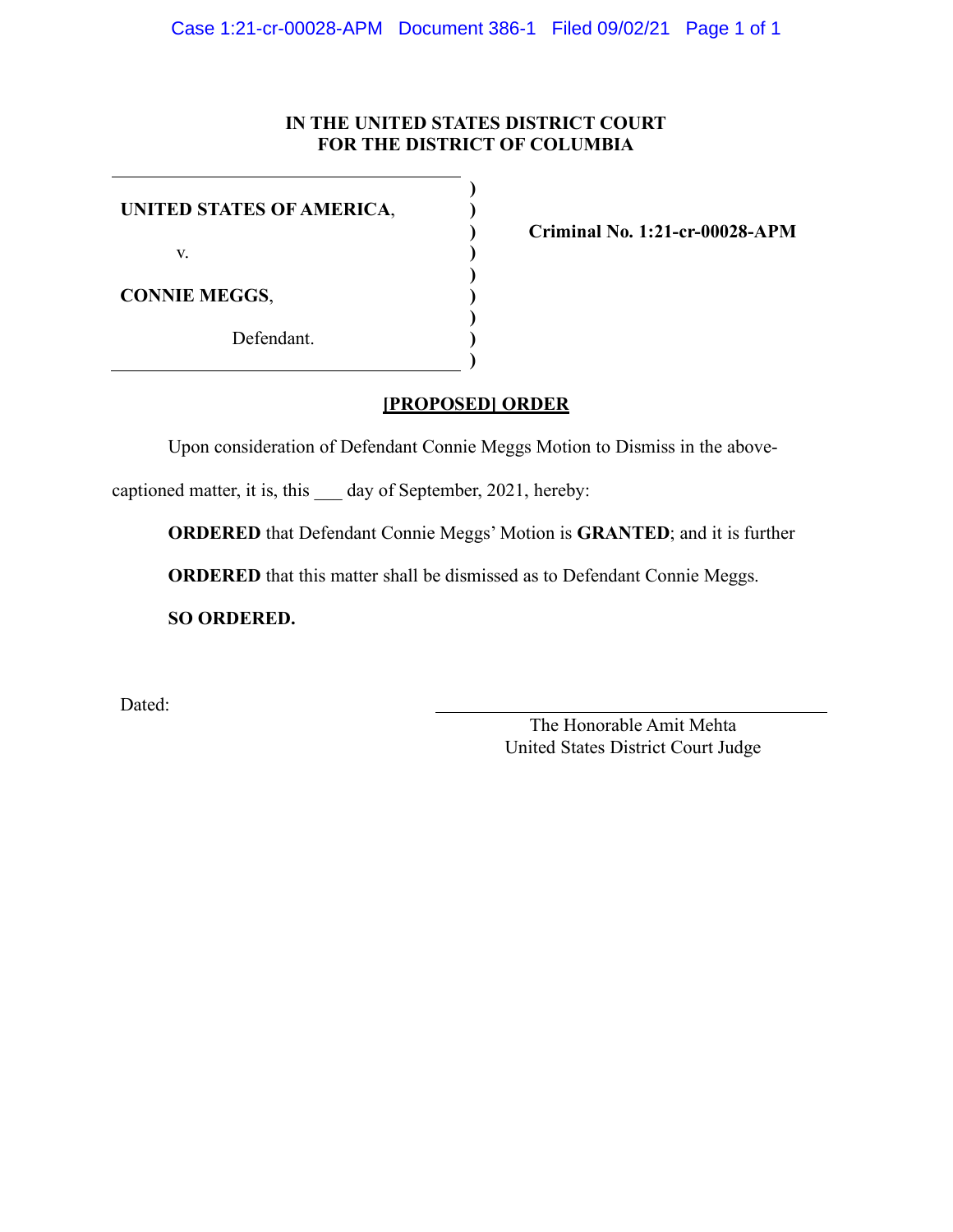**IN THE UNITED STATES DISTRICT COURT**
**FOR THE DISTRICT OF COLUMBIA**

| | | |
|---|---|---|
| **UNITED STATES OF AMERICA**, | ) | |
| v. | ) | **Criminal No. 1:21-cr-00028-APM** |
| **CONNIE MEGGS**, | ) | |
| Defendant. | ) | |

**[PROPOSED] ORDER**

Upon consideration of Defendant Connie Meggs Motion to Dismiss in the above-captioned matter, it is, this ___ day of September, 2021, hereby:

**ORDERED** that Defendant Connie Meggs' Motion is **GRANTED**; and it is further

**ORDERED** that this matter shall be dismissed as to Defendant Connie Meggs.

**SO ORDERED.**

Dated:

\_\_\_\_\_\_\_\_\_\_\_\_\_\_\_\_\_\_\_\_\_\_\_\_\_\_\_\_\_\_\_\_\_\_\_\_\_\_\_\_
The Honorable Amit Mehta
United States District Court Judge